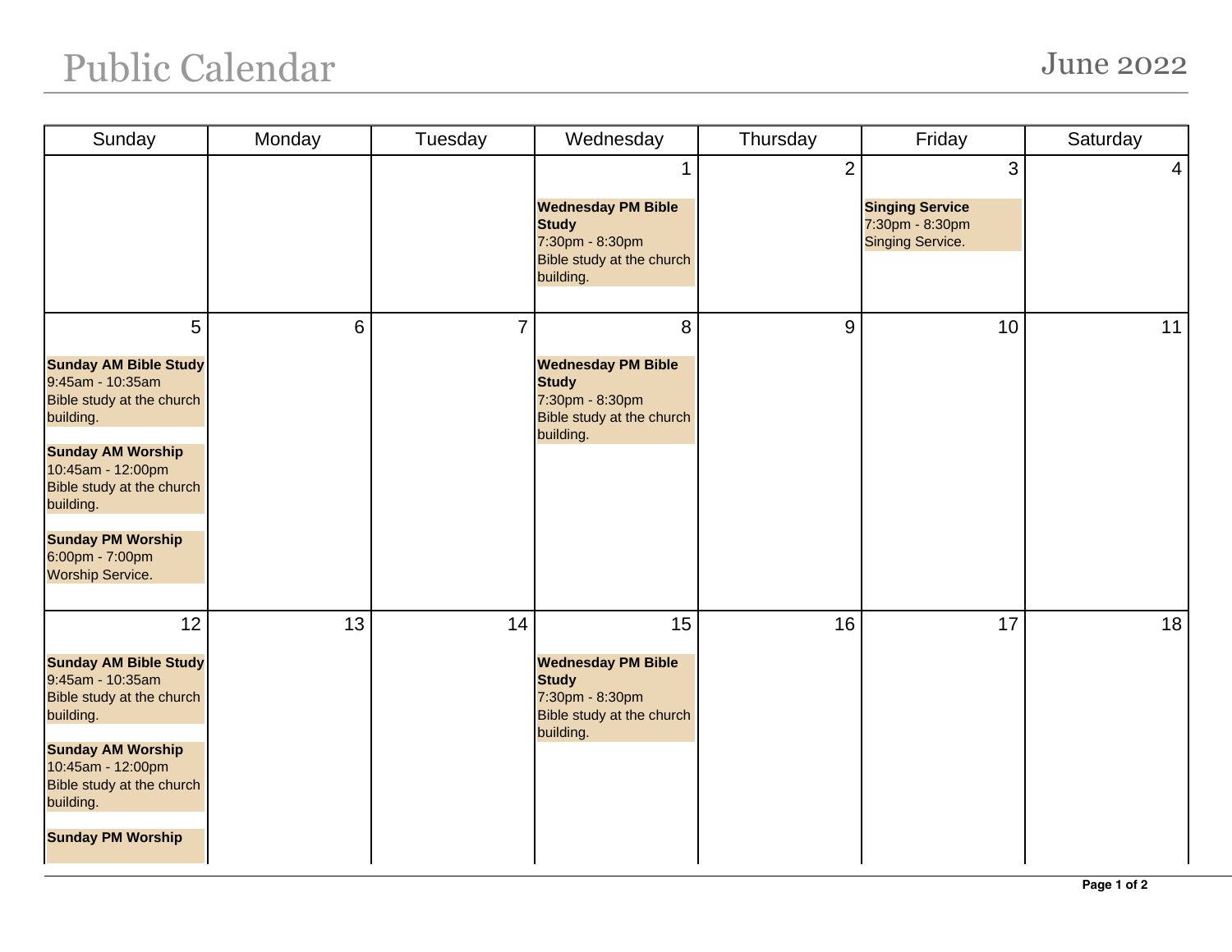# Public Calendar

## June 2022

| Sunday | Monday | Tuesday | Wednesday | Thursday | Friday | Saturday |
|---|---|---|---|---|---|---|
| | | | 1<br>**Wednesday PM Bible Study**<br>7:30pm - 8:30pm<br>Bible study at the church building. | 2 | 3<br>**Singing Service**<br>7:30pm - 8:30pm<br>Singing Service. | 4 |
| 5<br>**Sunday AM Bible Study**<br>9:45am - 10:35am<br>Bible study at the church building.<br>**Sunday AM Worship**<br>10:45am - 12:00pm<br>Bible study at the church building.<br>**Sunday PM Worship**<br>6:00pm - 7:00pm<br>Worship Service. | 6 | 7 | 8<br>**Wednesday PM Bible Study**<br>7:30pm - 8:30pm<br>Bible study at the church building. | 9 | 10 | 11 |
| 12<br>**Sunday AM Bible Study**<br>9:45am - 10:35am<br>Bible study at the church building.<br>**Sunday AM Worship**<br>10:45am - 12:00pm<br>Bible study at the church building.<br>**Sunday PM Worship** | 13 | 14 | 15<br>**Wednesday PM Bible Study**<br>7:30pm - 8:30pm<br>Bible study at the church building. | 16 | 17 | 18 |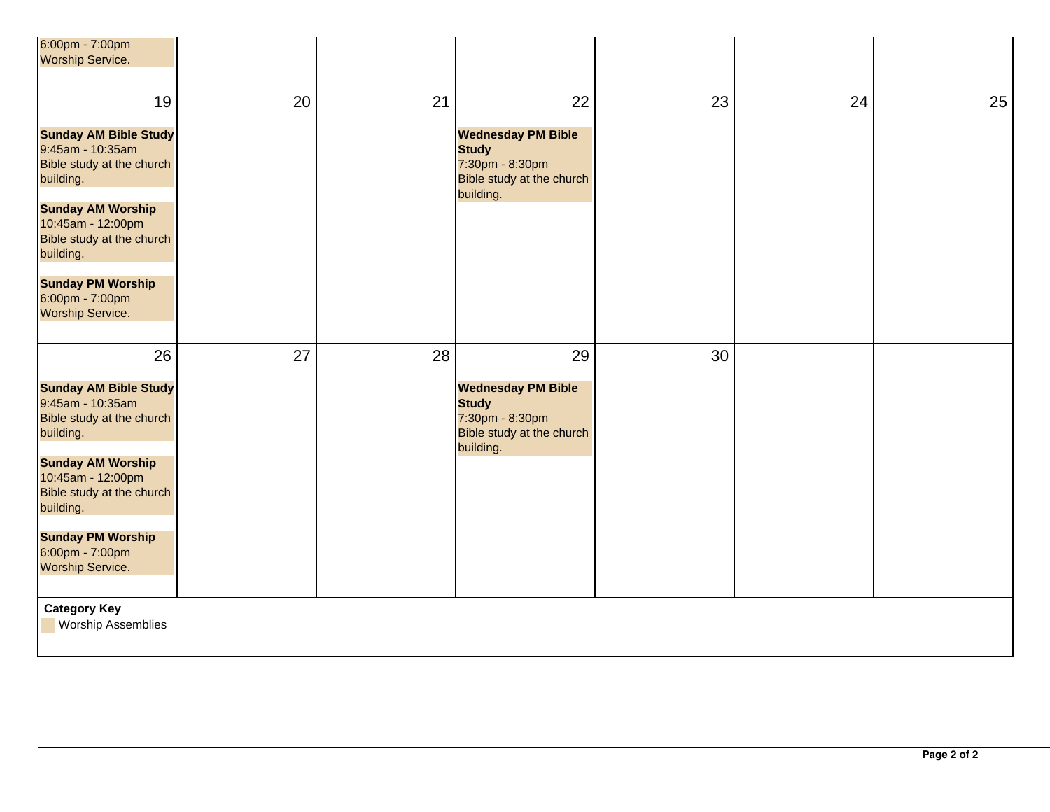| | | | | | | |
|---|---|---|---|---|---|---|
| 6:00pm - 7:00pm<br>Worship Service. | | | | | | |
| 19<br><br>**Sunday AM Bible Study**<br>9:45am - 10:35am<br>Bible study at the church building.<br><br>**Sunday AM Worship**<br>10:45am - 12:00pm<br>Bible study at the church building.<br><br>**Sunday PM Worship**<br>6:00pm - 7:00pm<br>Worship Service. | 20 | 21 | 22<br><br>**Wednesday PM Bible Study**<br>7:30pm - 8:30pm<br>Bible study at the church building. | 23 | 24 | 25 |
| 26<br><br>**Sunday AM Bible Study**<br>9:45am - 10:35am<br>Bible study at the church building.<br><br>**Sunday AM Worship**<br>10:45am - 12:00pm<br>Bible study at the church building.<br><br>**Sunday PM Worship**<br>6:00pm - 7:00pm<br>Worship Service. | 27 | 28 | 29<br><br>**Wednesday PM Bible Study**<br>7:30pm - 8:30pm<br>Bible study at the church building. | 30 | | |

**Category Key**

Worship Assemblies